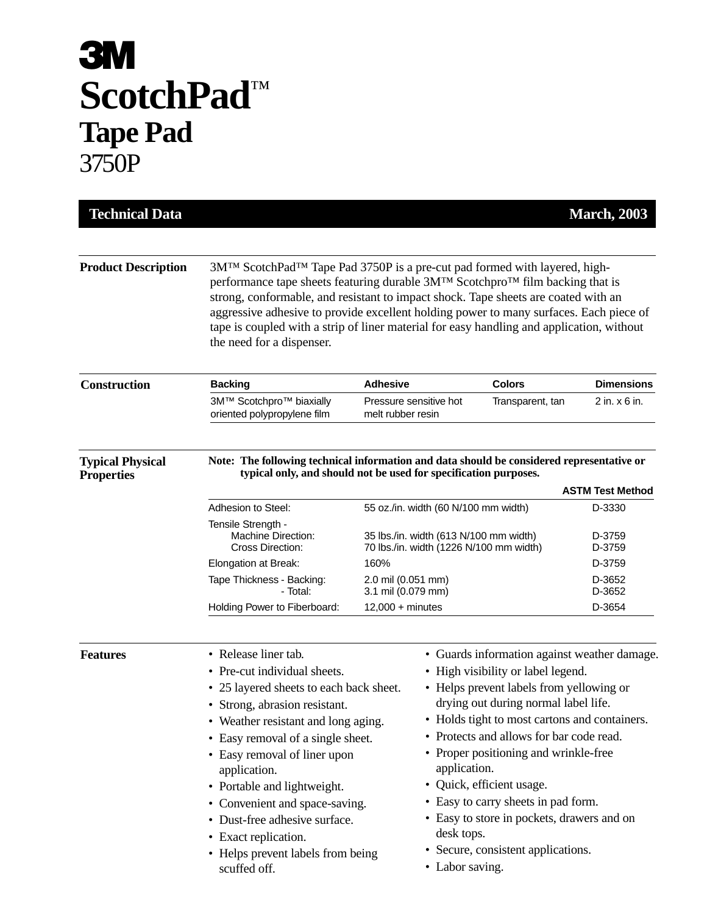# 3M

# ScotchPad™
## Tape Pad
## 3750P

**Technical Data** — **March, 2003**

### Product Description

3M™ ScotchPad™ Tape Pad 3750P is a pre-cut pad formed with layered, high-performance tape sheets featuring durable 3M™ Scotchpro™ film backing that is strong, conformable, and resistant to impact shock. Tape sheets are coated with an aggressive adhesive to provide excellent holding power to many surfaces. Each piece of tape is coupled with a strip of liner material for easy handling and application, without the need for a dispenser.

### Construction

| Backing | Adhesive | Colors | Dimensions |
|---|---|---|---|
| 3M™ Scotchpro™ biaxially oriented polypropylene film | Pressure sensitive hot melt rubber resin | Transparent, tan | 2 in. x 6 in. |

### Typical Physical Properties

**Note: The following technical information and data should be considered representative or typical only, and should not be used for specification purposes.**

| | | ASTM Test Method |
|---|---|---|
| Adhesion to Steel: | 55 oz./in. width (60 N/100 mm width) | D-3330 |
| Tensile Strength - Machine Direction: | 35 lbs./in. width (613 N/100 mm width) | D-3759 |
| Tensile Strength - Cross Direction: | 70 lbs./in. width (1226 N/100 mm width) | D-3759 |
| Elongation at Break: | 160% | D-3759 |
| Tape Thickness - Backing: | 2.0 mil (0.051 mm) | D-3652 |
| Tape Thickness - Total: | 3.1 mil (0.079 mm) | D-3652 |
| Holding Power to Fiberboard: | 12,000 + minutes | D-3654 |

### Features

- Release liner tab.
- Pre-cut individual sheets.
- 25 layered sheets to each back sheet.
- Strong, abrasion resistant.
- Weather resistant and long aging.
- Easy removal of a single sheet.
- Easy removal of liner upon application.
- Portable and lightweight.
- Convenient and space-saving.
- Dust-free adhesive surface.
- Exact replication.
- Helps prevent labels from being scuffed off.
- Guards information against weather damage.
- High visibility or label legend.
- Helps prevent labels from yellowing or drying out during normal label life.
- Holds tight to most cartons and containers.
- Protects and allows for bar code read.
- Proper positioning and wrinkle-free application.
- Quick, efficient usage.
- Easy to carry sheets in pad form.
- Easy to store in pockets, drawers and on desk tops.
- Secure, consistent applications.
- Labor saving.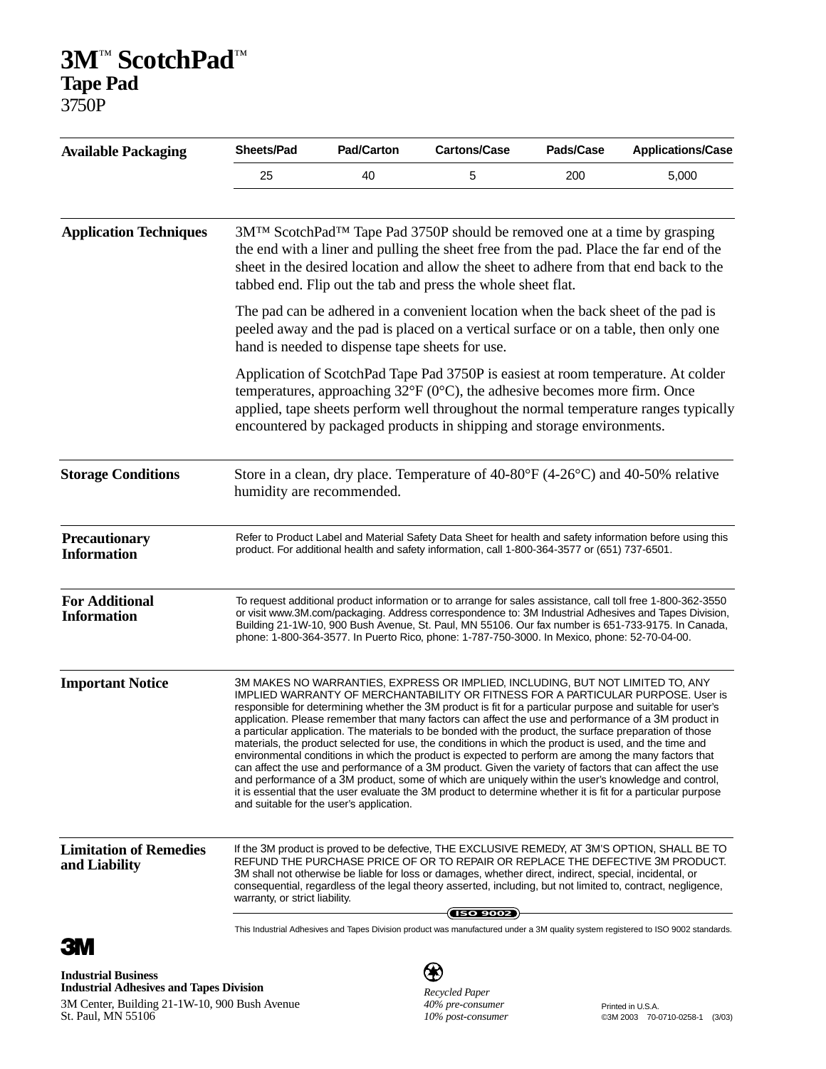# 3M™ ScotchPad™

## Tape Pad

3750P

**Available Packaging**

| Sheets/Pad | Pad/Carton | Cartons/Case | Pads/Case | Applications/Case |
|---|---|---|---|---|
| 25 | 40 | 5 | 200 | 5,000 |

**Application Techniques**

3M™ ScotchPad™ Tape Pad 3750P should be removed one at a time by grasping the end with a liner and pulling the sheet free from the pad. Place the far end of the sheet in the desired location and allow the sheet to adhere from that end back to the tabbed end. Flip out the tab and press the whole sheet flat.

The pad can be adhered in a convenient location when the back sheet of the pad is peeled away and the pad is placed on a vertical surface or on a table, then only one hand is needed to dispense tape sheets for use.

Application of ScotchPad Tape Pad 3750P is easiest at room temperature. At colder temperatures, approaching 32°F (0°C), the adhesive becomes more firm. Once applied, tape sheets perform well throughout the normal temperature ranges typically encountered by packaged products in shipping and storage environments.

**Storage Conditions**

Store in a clean, dry place. Temperature of 40-80°F (4-26°C) and 40-50% relative humidity are recommended.

**Precautionary Information**

Refer to Product Label and Material Safety Data Sheet for health and safety information before using this product. For additional health and safety information, call 1-800-364-3577 or (651) 737-6501.

**For Additional Information**

To request additional product information or to arrange for sales assistance, call toll free 1-800-362-3550 or visit www.3M.com/packaging. Address correspondence to: 3M Industrial Adhesives and Tapes Division, Building 21-1W-10, 900 Bush Avenue, St. Paul, MN 55106. Our fax number is 651-733-9175. In Canada, phone: 1-800-364-3577. In Puerto Rico, phone: 1-787-750-3000. In Mexico, phone: 52-70-04-00.

**Important Notice**

3M MAKES NO WARRANTIES, EXPRESS OR IMPLIED, INCLUDING, BUT NOT LIMITED TO, ANY IMPLIED WARRANTY OF MERCHANTABILITY OR FITNESS FOR A PARTICULAR PURPOSE. User is responsible for determining whether the 3M product is fit for a particular purpose and suitable for user's application. Please remember that many factors can affect the use and performance of a 3M product in a particular application. The materials to be bonded with the product, the surface preparation of those materials, the product selected for use, the conditions in which the product is used, and the time and environmental conditions in which the product is expected to perform are among the many factors that can affect the use and performance of a 3M product. Given the variety of factors that can affect the use and performance of a 3M product, some of which are uniquely within the user's knowledge and control, it is essential that the user evaluate the 3M product to determine whether it is fit for a particular purpose and suitable for the user's application.

**Limitation of Remedies and Liability**

If the 3M product is proved to be defective, THE EXCLUSIVE REMEDY, AT 3M'S OPTION, SHALL BE TO REFUND THE PURCHASE PRICE OF OR TO REPAIR OR REPLACE THE DEFECTIVE 3M PRODUCT. 3M shall not otherwise be liable for loss or damages, whether direct, indirect, special, incidental, or consequential, regardless of the legal theory asserted, including, but not limited to, contract, negligence, warranty, or strict liability.

ISO 9002

This Industrial Adhesives and Tapes Division product was manufactured under a 3M quality system registered to ISO 9002 standards.

3M

**Industrial Business**
**Industrial Adhesives and Tapes Division**
3M Center, Building 21-1W-10, 900 Bush Avenue
St. Paul, MN 55106

*Recycled Paper*
*40% pre-consumer*
*10% post-consumer*

Printed in U.S.A.
©3M 2003 70-0710-0258-1 (3/03)